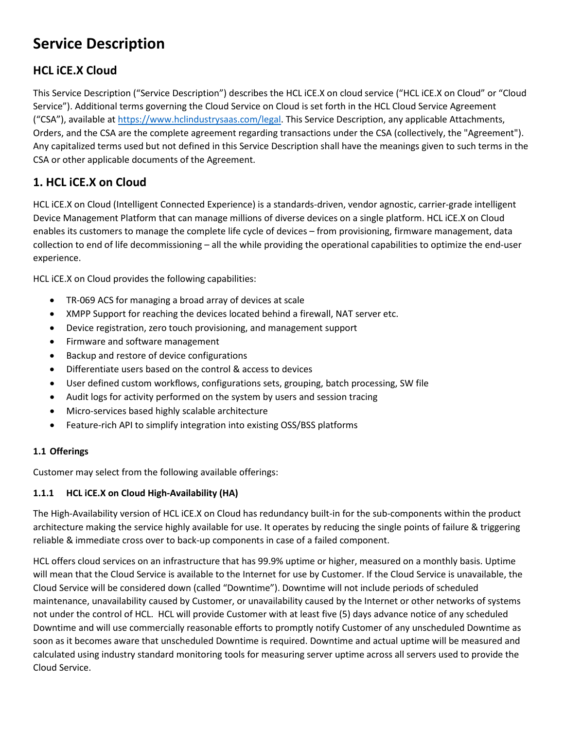# Service Description

## HCL iCE.X Cloud

This Service Description ("Service Description") describes the HCL iCE.X on cloud service ("HCL iCE.X on Cloud" or "Cloud Service"). Additional terms governing the Cloud Service on Cloud is set forth in the HCL Cloud Service Agreement ("CSA"), available at https://www.hclindustrysaas.com/legal. This Service Description, any applicable Attachments, Orders, and the CSA are the complete agreement regarding transactions under the CSA (collectively, the "Agreement"). Any capitalized terms used but not defined in this Service Description shall have the meanings given to such terms in the CSA or other applicable documents of the Agreement.

## 1. HCL iCE.X on Cloud

HCL iCE.X on Cloud (Intelligent Connected Experience) is a standards-driven, vendor agnostic, carrier-grade intelligent Device Management Platform that can manage millions of diverse devices on a single platform. HCL iCE.X on Cloud enables its customers to manage the complete life cycle of devices – from provisioning, firmware management, data collection to end of life decommissioning – all the while providing the operational capabilities to optimize the end-user experience.

HCL iCE.X on Cloud provides the following capabilities:

- TR-069 ACS for managing a broad array of devices at scale
- XMPP Support for reaching the devices located behind a firewall, NAT server etc.
- Device registration, zero touch provisioning, and management support
- Firmware and software management
- Backup and restore of device configurations
- Differentiate users based on the control & access to devices
- User defined custom workflows, configurations sets, grouping, batch processing, SW file
- Audit logs for activity performed on the system by users and session tracing
- Micro-services based highly scalable architecture
- Feature-rich API to simplify integration into existing OSS/BSS platforms

#### 1.1 Offerings

Customer may select from the following available offerings:

#### 1.1.1 HCL iCE.X on Cloud High-Availability (HA)

The High-Availability version of HCL iCE.X on Cloud has redundancy built-in for the sub-components within the product architecture making the service highly available for use. It operates by reducing the single points of failure & triggering reliable & immediate cross over to back-up components in case of a failed component.

HCL offers cloud services on an infrastructure that has 99.9% uptime or higher, measured on a monthly basis. Uptime will mean that the Cloud Service is available to the Internet for use by Customer. If the Cloud Service is unavailable, the Cloud Service will be considered down (called "Downtime"). Downtime will not include periods of scheduled maintenance, unavailability caused by Customer, or unavailability caused by the Internet or other networks of systems not under the control of HCL. HCL will provide Customer with at least five (5) days advance notice of any scheduled Downtime and will use commercially reasonable efforts to promptly notify Customer of any unscheduled Downtime as soon as it becomes aware that unscheduled Downtime is required. Downtime and actual uptime will be measured and calculated using industry standard monitoring tools for measuring server uptime across all servers used to provide the Cloud Service.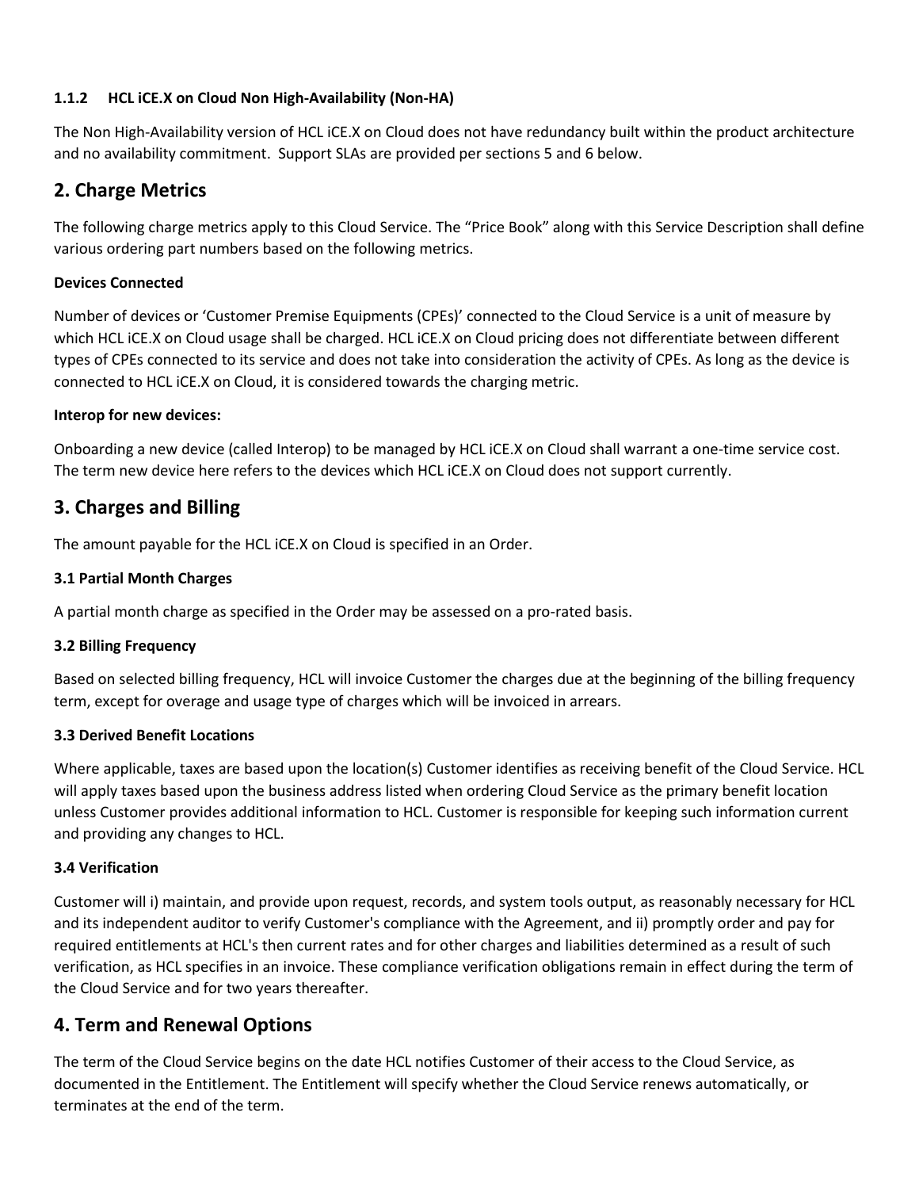#### 1.1.2 HCL iCE.X on Cloud Non High-Availability (Non-HA)

The Non High-Availability version of HCL iCE.X on Cloud does not have redundancy built within the product architecture and no availability commitment. Support SLAs are provided per sections 5 and 6 below.

## 2. Charge Metrics

The following charge metrics apply to this Cloud Service. The "Price Book" along with this Service Description shall define various ordering part numbers based on the following metrics.

**Devices Connected**

Number of devices or 'Customer Premise Equipments (CPEs)' connected to the Cloud Service is a unit of measure by which HCL iCE.X on Cloud usage shall be charged. HCL iCE.X on Cloud pricing does not differentiate between different types of CPEs connected to its service and does not take into consideration the activity of CPEs. As long as the device is connected to HCL iCE.X on Cloud, it is considered towards the charging metric.

**Interop for new devices:**

Onboarding a new device (called Interop) to be managed by HCL iCE.X on Cloud shall warrant a one-time service cost. The term new device here refers to the devices which HCL iCE.X on Cloud does not support currently.

## 3. Charges and Billing

The amount payable for the HCL iCE.X on Cloud is specified in an Order.

#### 3.1 Partial Month Charges

A partial month charge as specified in the Order may be assessed on a pro-rated basis.

#### 3.2 Billing Frequency

Based on selected billing frequency, HCL will invoice Customer the charges due at the beginning of the billing frequency term, except for overage and usage type of charges which will be invoiced in arrears.

#### 3.3 Derived Benefit Locations

Where applicable, taxes are based upon the location(s) Customer identifies as receiving benefit of the Cloud Service. HCL will apply taxes based upon the business address listed when ordering Cloud Service as the primary benefit location unless Customer provides additional information to HCL. Customer is responsible for keeping such information current and providing any changes to HCL.

#### 3.4 Verification

Customer will i) maintain, and provide upon request, records, and system tools output, as reasonably necessary for HCL and its independent auditor to verify Customer's compliance with the Agreement, and ii) promptly order and pay for required entitlements at HCL's then current rates and for other charges and liabilities determined as a result of such verification, as HCL specifies in an invoice. These compliance verification obligations remain in effect during the term of the Cloud Service and for two years thereafter.

## 4. Term and Renewal Options

The term of the Cloud Service begins on the date HCL notifies Customer of their access to the Cloud Service, as documented in the Entitlement. The Entitlement will specify whether the Cloud Service renews automatically, or terminates at the end of the term.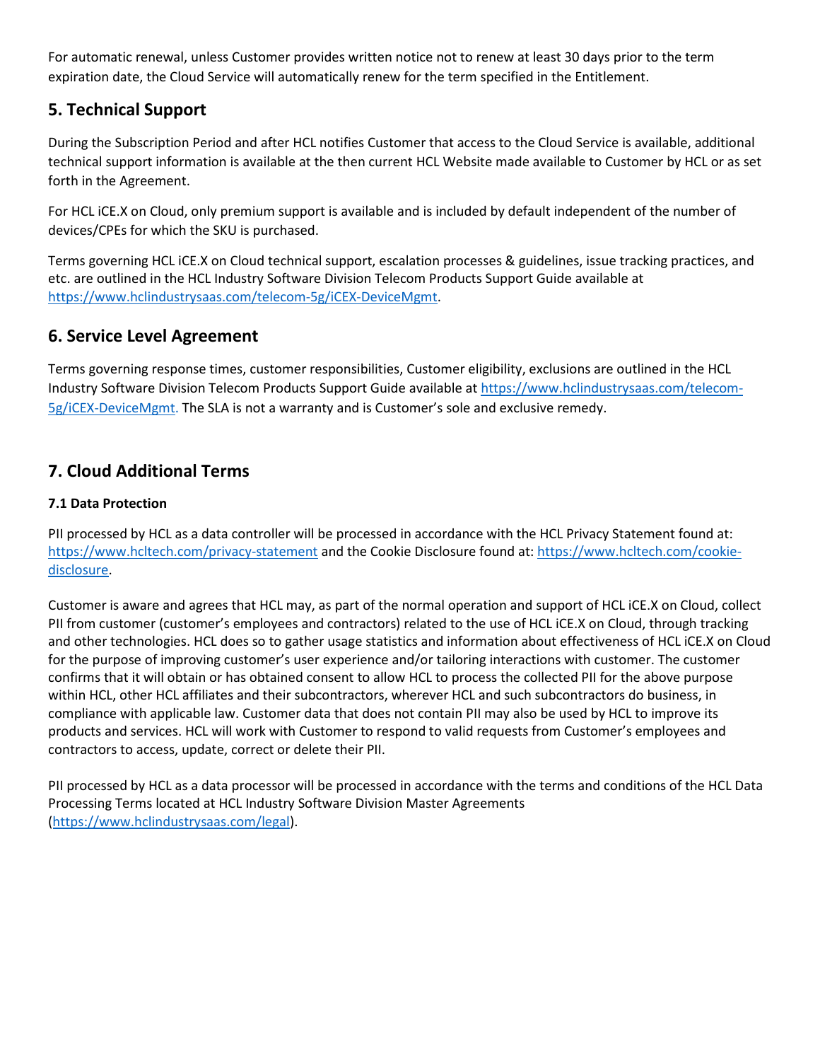For automatic renewal, unless Customer provides written notice not to renew at least 30 days prior to the term expiration date, the Cloud Service will automatically renew for the term specified in the Entitlement.

## 5. Technical Support

During the Subscription Period and after HCL notifies Customer that access to the Cloud Service is available, additional technical support information is available at the then current HCL Website made available to Customer by HCL or as set forth in the Agreement.

For HCL iCE.X on Cloud, only premium support is available and is included by default independent of the number of devices/CPEs for which the SKU is purchased.

Terms governing HCL iCE.X on Cloud technical support, escalation processes & guidelines, issue tracking practices, and etc. are outlined in the HCL Industry Software Division Telecom Products Support Guide available at https://www.hclindustrysaas.com/telecom-5g/iCEX-DeviceMgmt.

## 6. Service Level Agreement

Terms governing response times, customer responsibilities, Customer eligibility, exclusions are outlined in the HCL Industry Software Division Telecom Products Support Guide available at https://www.hclindustrysaas.com/telecom-5g/iCEX-DeviceMgmt. The SLA is not a warranty and is Customer's sole and exclusive remedy.

## 7. Cloud Additional Terms

### 7.1 Data Protection

PII processed by HCL as a data controller will be processed in accordance with the HCL Privacy Statement found at: https://www.hcltech.com/privacy-statement and the Cookie Disclosure found at: https://www.hcltech.com/cookie-disclosure.

Customer is aware and agrees that HCL may, as part of the normal operation and support of HCL iCE.X on Cloud, collect PII from customer (customer's employees and contractors) related to the use of HCL iCE.X on Cloud, through tracking and other technologies. HCL does so to gather usage statistics and information about effectiveness of HCL iCE.X on Cloud for the purpose of improving customer's user experience and/or tailoring interactions with customer. The customer confirms that it will obtain or has obtained consent to allow HCL to process the collected PII for the above purpose within HCL, other HCL affiliates and their subcontractors, wherever HCL and such subcontractors do business, in compliance with applicable law. Customer data that does not contain PII may also be used by HCL to improve its products and services. HCL will work with Customer to respond to valid requests from Customer's employees and contractors to access, update, correct or delete their PII.

PII processed by HCL as a data processor will be processed in accordance with the terms and conditions of the HCL Data Processing Terms located at HCL Industry Software Division Master Agreements (https://www.hclindustrysaas.com/legal).